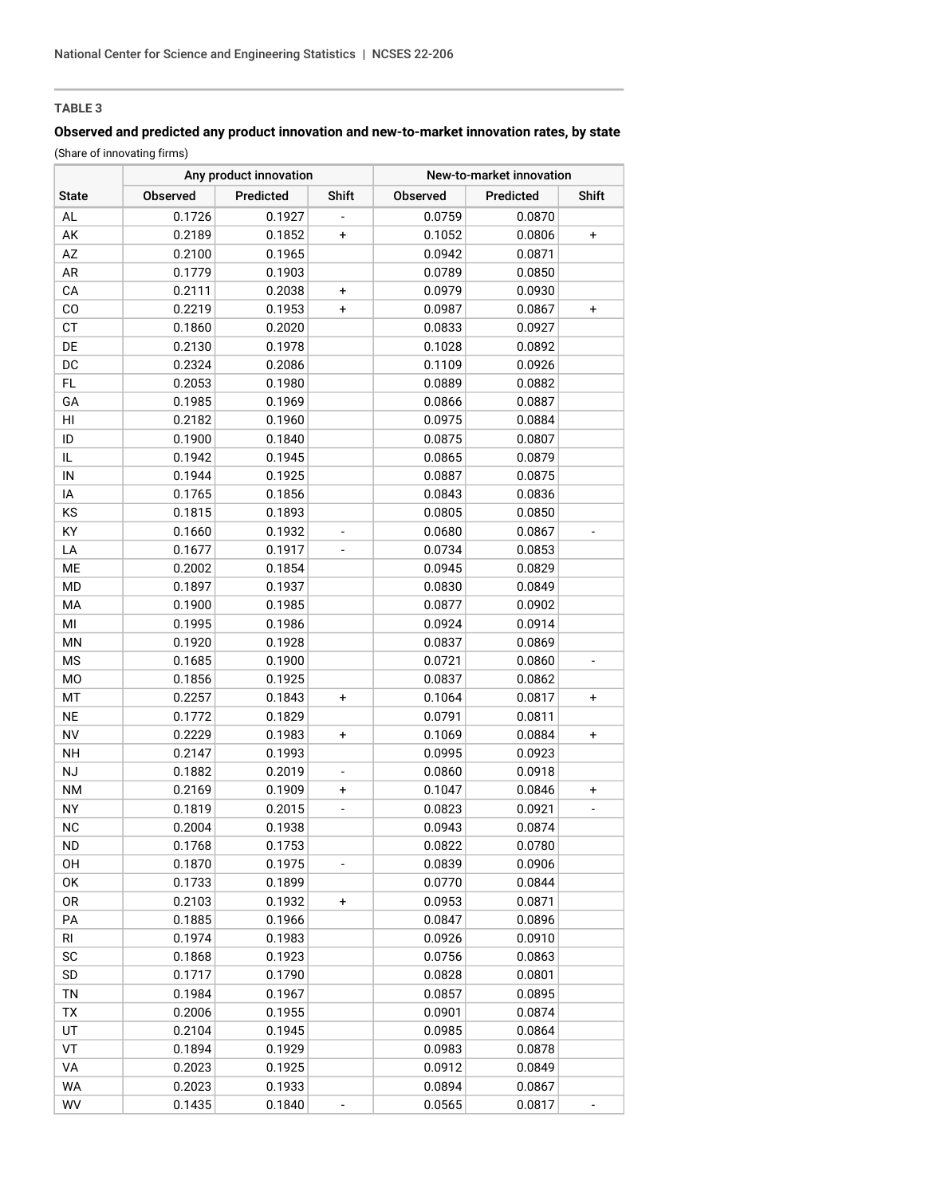**TABLE 3**

**Observed and predicted any product innovation and new-to-market innovation rates, by state**

(Share of innovating firms)

| State | Any product innovation | | | New-to-market innovation | | |
|---|---|---|---|---|---|---|
| | Observed | Predicted | Shift | Observed | Predicted | Shift |
| AL | 0.1726 | 0.1927 | - | 0.0759 | 0.0870 | |
| AK | 0.2189 | 0.1852 | + | 0.1052 | 0.0806 | + |
| AZ | 0.2100 | 0.1965 | | 0.0942 | 0.0871 | |
| AR | 0.1779 | 0.1903 | | 0.0789 | 0.0850 | |
| CA | 0.2111 | 0.2038 | + | 0.0979 | 0.0930 | |
| CO | 0.2219 | 0.1953 | + | 0.0987 | 0.0867 | + |
| CT | 0.1860 | 0.2020 | | 0.0833 | 0.0927 | |
| DE | 0.2130 | 0.1978 | | 0.1028 | 0.0892 | |
| DC | 0.2324 | 0.2086 | | 0.1109 | 0.0926 | |
| FL | 0.2053 | 0.1980 | | 0.0889 | 0.0882 | |
| GA | 0.1985 | 0.1969 | | 0.0866 | 0.0887 | |
| HI | 0.2182 | 0.1960 | | 0.0975 | 0.0884 | |
| ID | 0.1900 | 0.1840 | | 0.0875 | 0.0807 | |
| IL | 0.1942 | 0.1945 | | 0.0865 | 0.0879 | |
| IN | 0.1944 | 0.1925 | | 0.0887 | 0.0875 | |
| IA | 0.1765 | 0.1856 | | 0.0843 | 0.0836 | |
| KS | 0.1815 | 0.1893 | | 0.0805 | 0.0850 | |
| KY | 0.1660 | 0.1932 | - | 0.0680 | 0.0867 | - |
| LA | 0.1677 | 0.1917 | - | 0.0734 | 0.0853 | |
| ME | 0.2002 | 0.1854 | | 0.0945 | 0.0829 | |
| MD | 0.1897 | 0.1937 | | 0.0830 | 0.0849 | |
| MA | 0.1900 | 0.1985 | | 0.0877 | 0.0902 | |
| MI | 0.1995 | 0.1986 | | 0.0924 | 0.0914 | |
| MN | 0.1920 | 0.1928 | | 0.0837 | 0.0869 | |
| MS | 0.1685 | 0.1900 | | 0.0721 | 0.0860 | - |
| MO | 0.1856 | 0.1925 | | 0.0837 | 0.0862 | |
| MT | 0.2257 | 0.1843 | + | 0.1064 | 0.0817 | + |
| NE | 0.1772 | 0.1829 | | 0.0791 | 0.0811 | |
| NV | 0.2229 | 0.1983 | + | 0.1069 | 0.0884 | + |
| NH | 0.2147 | 0.1993 | | 0.0995 | 0.0923 | |
| NJ | 0.1882 | 0.2019 | - | 0.0860 | 0.0918 | |
| NM | 0.2169 | 0.1909 | + | 0.1047 | 0.0846 | + |
| NY | 0.1819 | 0.2015 | - | 0.0823 | 0.0921 | - |
| NC | 0.2004 | 0.1938 | | 0.0943 | 0.0874 | |
| ND | 0.1768 | 0.1753 | | 0.0822 | 0.0780 | |
| OH | 0.1870 | 0.1975 | - | 0.0839 | 0.0906 | |
| OK | 0.1733 | 0.1899 | | 0.0770 | 0.0844 | |
| OR | 0.2103 | 0.1932 | + | 0.0953 | 0.0871 | |
| PA | 0.1885 | 0.1966 | | 0.0847 | 0.0896 | |
| RI | 0.1974 | 0.1983 | | 0.0926 | 0.0910 | |
| SC | 0.1868 | 0.1923 | | 0.0756 | 0.0863 | |
| SD | 0.1717 | 0.1790 | | 0.0828 | 0.0801 | |
| TN | 0.1984 | 0.1967 | | 0.0857 | 0.0895 | |
| TX | 0.2006 | 0.1955 | | 0.0901 | 0.0874 | |
| UT | 0.2104 | 0.1945 | | 0.0985 | 0.0864 | |
| VT | 0.1894 | 0.1929 | | 0.0983 | 0.0878 | |
| VA | 0.2023 | 0.1925 | | 0.0912 | 0.0849 | |
| WA | 0.2023 | 0.1933 | | 0.0894 | 0.0867 | |
| WV | 0.1435 | 0.1840 | - | 0.0565 | 0.0817 | - |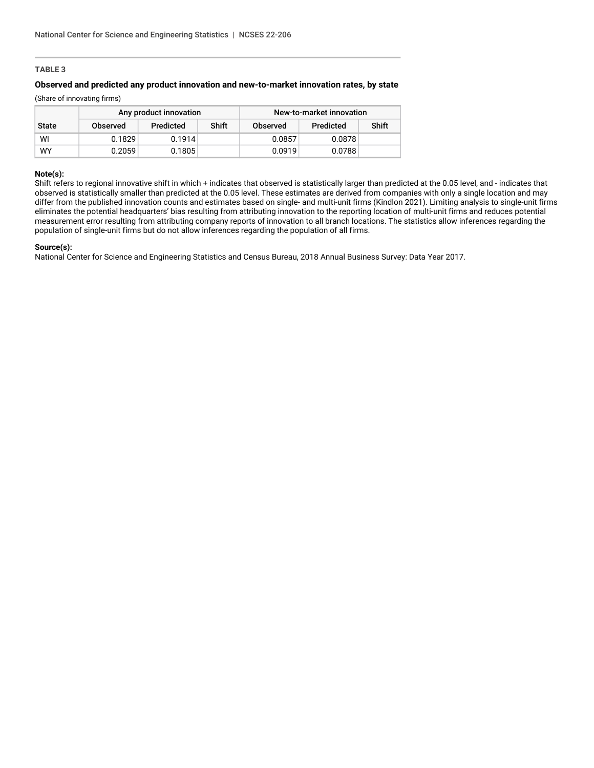**TABLE 3**

**Observed and predicted any product innovation and new-to-market innovation rates, by state**

(Share of innovating firms)

| | Any product innovation | | | New-to-market innovation | | |
|---|---|---|---|---|---|---|
| State | Observed | Predicted | Shift | Observed | Predicted | Shift |
| WI | 0.1829 | 0.1914 | | 0.0857 | 0.0878 | |
| WY | 0.2059 | 0.1805 | | 0.0919 | 0.0788 | |

**Note(s):**

Shift refers to regional innovative shift in which + indicates that observed is statistically larger than predicted at the 0.05 level, and - indicates that observed is statistically smaller than predicted at the 0.05 level. These estimates are derived from companies with only a single location and may differ from the published innovation counts and estimates based on single- and multi-unit firms (Kindlon 2021). Limiting analysis to single-unit firms eliminates the potential headquarters' bias resulting from attributing innovation to the reporting location of multi-unit firms and reduces potential measurement error resulting from attributing company reports of innovation to all branch locations. The statistics allow inferences regarding the population of single-unit firms but do not allow inferences regarding the population of all firms.

**Source(s):**

National Center for Science and Engineering Statistics and Census Bureau, 2018 Annual Business Survey: Data Year 2017.